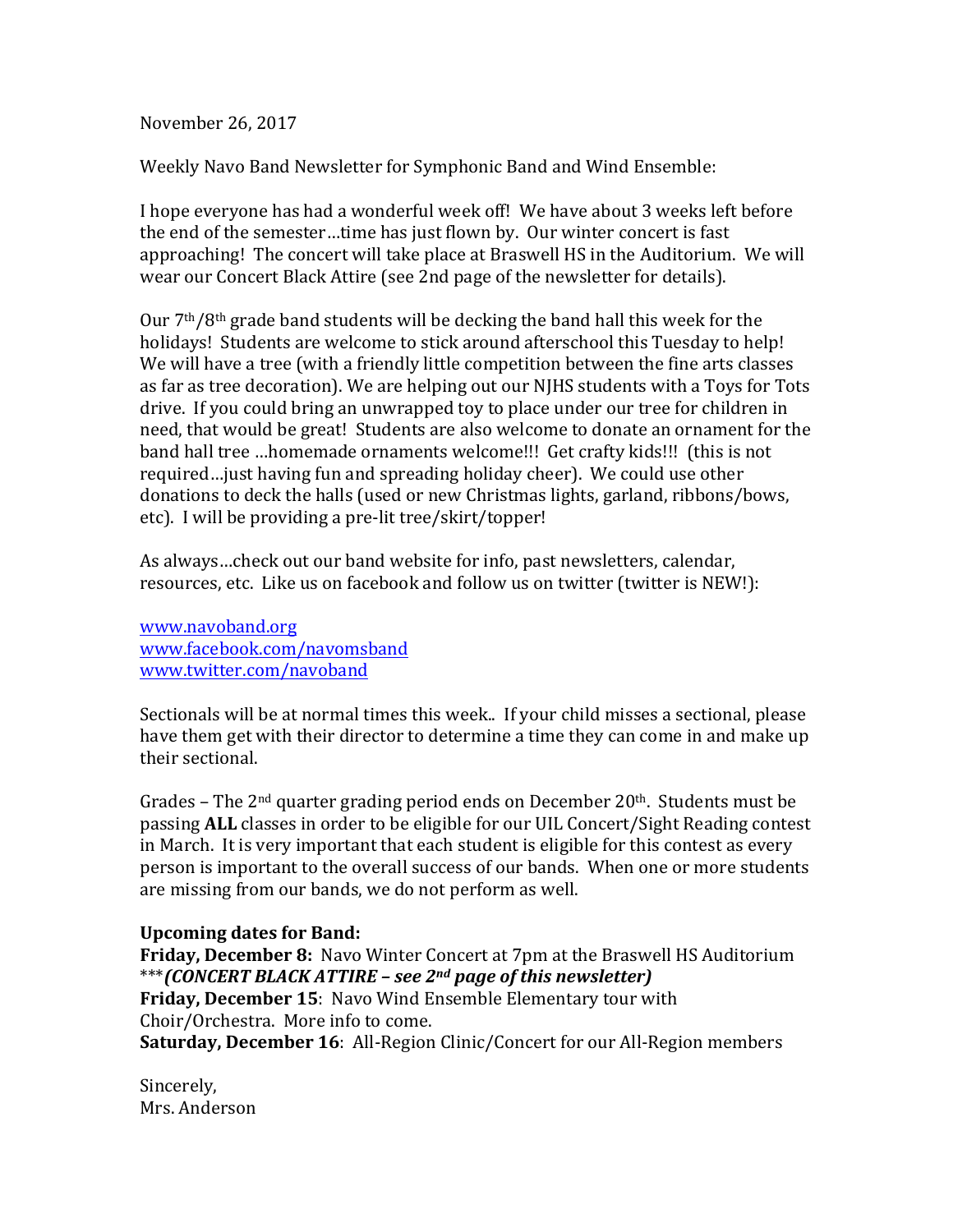November 26, 2017

Weekly Navo Band Newsletter for Symphonic Band and Wind Ensemble:

I hope everyone has had a wonderful week off! We have about 3 weeks left before the end of the semester…time has just flown by. Our winter concert is fast approaching! The concert will take place at Braswell HS in the Auditorium. We will wear our Concert Black Attire (see 2nd page of the newsletter for details).

Our 7th/8th grade band students will be decking the band hall this week for the holidays! Students are welcome to stick around afterschool this Tuesday to help! We will have a tree (with a friendly little competition between the fine arts classes as far as tree decoration). We are helping out our NJHS students with a Toys for Tots drive. If you could bring an unwrapped toy to place under our tree for children in need, that would be great! Students are also welcome to donate an ornament for the band hall tree …homemade ornaments welcome!!! Get crafty kids!!! (this is not required…just having fun and spreading holiday cheer). We could use other donations to deck the halls (used or new Christmas lights, garland, ribbons/bows, etc). I will be providing a pre-lit tree/skirt/topper!

As always…check out our band website for info, past newsletters, calendar, resources, etc. Like us on facebook and follow us on twitter (twitter is NEW!):

www.navoband.org
www.facebook.com/navomsband
www.twitter.com/navoband

Sectionals will be at normal times this week.. If your child misses a sectional, please have them get with their director to determine a time they can come in and make up their sectional.

Grades – The 2nd quarter grading period ends on December 20th. Students must be passing **ALL** classes in order to be eligible for our UIL Concert/Sight Reading contest in March. It is very important that each student is eligible for this contest as every person is important to the overall success of our bands. When one or more students are missing from our bands, we do not perform as well.

**Upcoming dates for Band:**
**Friday, December 8:** Navo Winter Concert at 7pm at the Braswell HS Auditorium
****(CONCERT BLACK ATTIRE – see 2nd page of this newsletter)***
**Friday, December 15**: Navo Wind Ensemble Elementary tour with Choir/Orchestra. More info to come.
**Saturday, December 16**: All-Region Clinic/Concert for our All-Region members

Sincerely,
Mrs. Anderson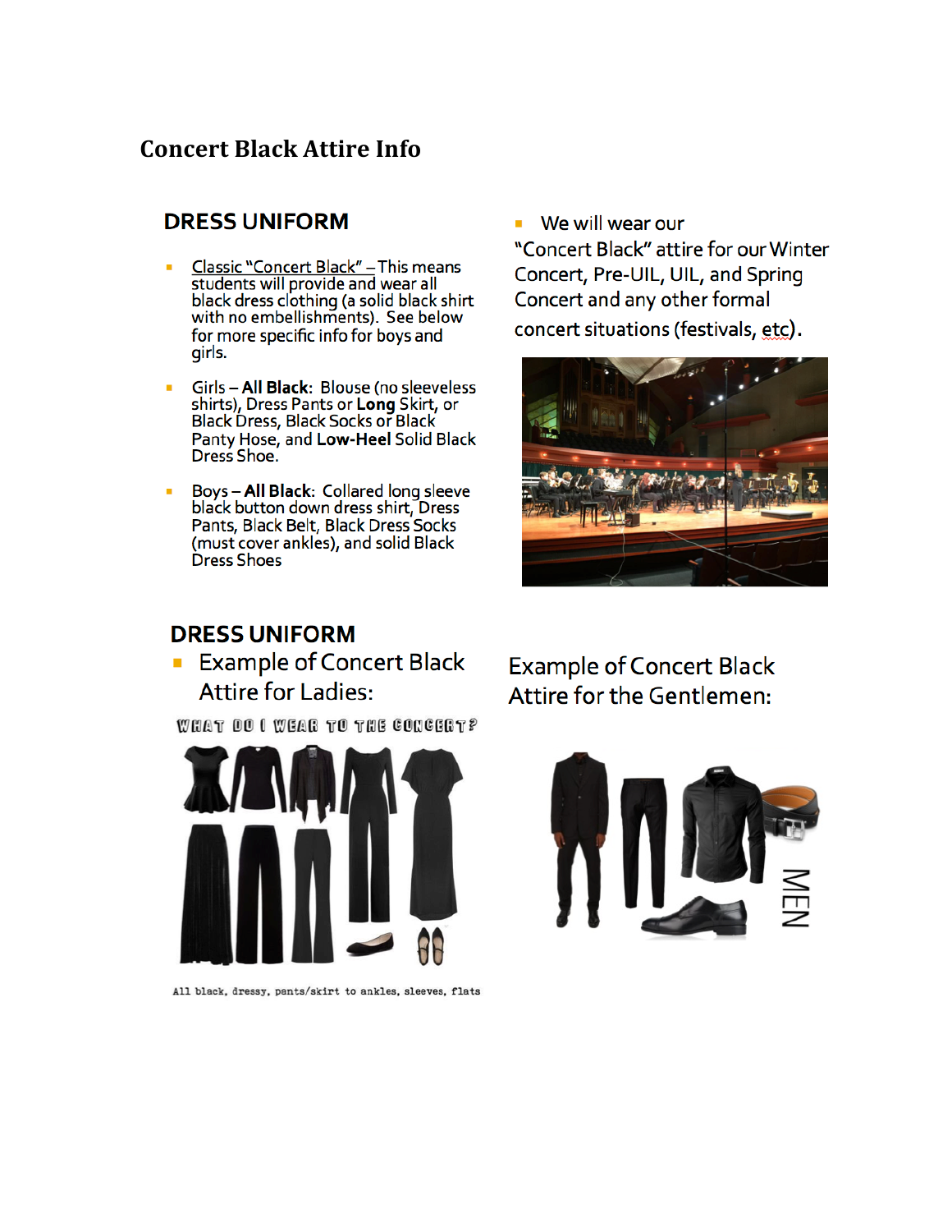# Concert Black Attire Info

## DRESS UNIFORM

- Classic "Concert Black" – This means students will provide and wear all black dress clothing (a solid black shirt with no embellishments). See below for more specific info for boys and girls.
- Girls – **All Black**: Blouse (no sleeveless shirts), Dress Pants or **Long** Skirt, or Black Dress, Black Socks or Black Panty Hose, and **Low-Heel** Solid Black Dress Shoe.
- Boys – **All Black**: Collared long sleeve black button down dress shirt, Dress Pants, Black Belt, Black Dress Socks (must cover ankles), and solid Black Dress Shoes

- We will wear our "Concert Black" attire for our Winter Concert, Pre-UIL, UIL, and Spring Concert and any other formal concert situations (festivals, etc).

## DRESS UNIFORM

- Example of Concert Black Attire for Ladies:

WHAT DO I WEAR TO THE CONCERT?

All black, dressy, pants/skirt to ankles, sleeves, flats

Example of Concert Black Attire for the Gentlemen:

MEN